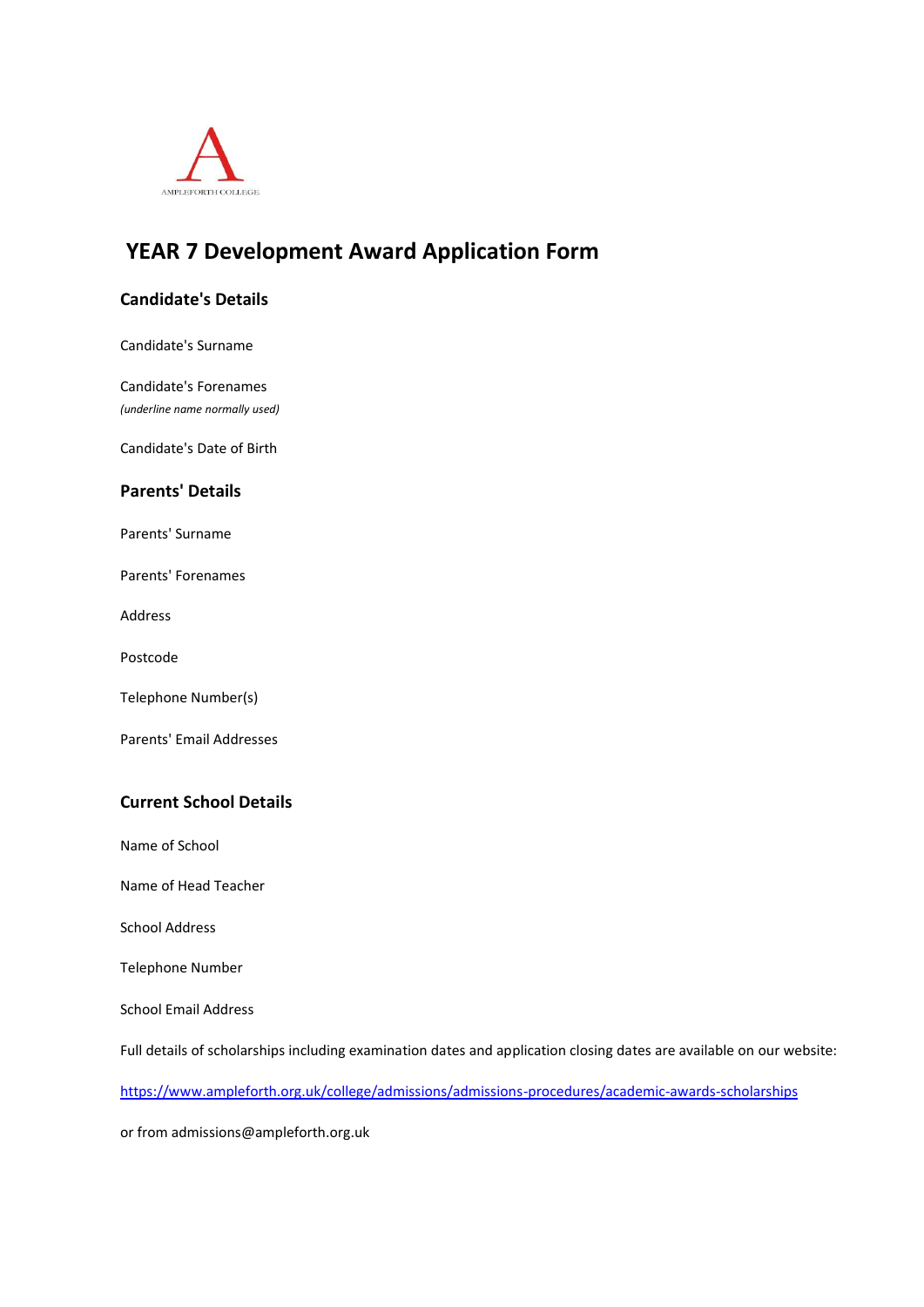AMPLEFORTH COLLEGE

# YEAR 7 Development Award Application Form

## Candidate's Details

Candidate's Surname

Candidate's Forenames
*(underline name normally used)*

Candidate's Date of Birth

## Parents' Details

Parents' Surname

Parents' Forenames

Address

Postcode

Telephone Number(s)

Parents' Email Addresses

## Current School Details

Name of School

Name of Head Teacher

School Address

Telephone Number

School Email Address

Full details of scholarships including examination dates and application closing dates are available on our website:

https://www.ampleforth.org.uk/college/admissions/admissions-procedures/academic-awards-scholarships

or from admissions@ampleforth.org.uk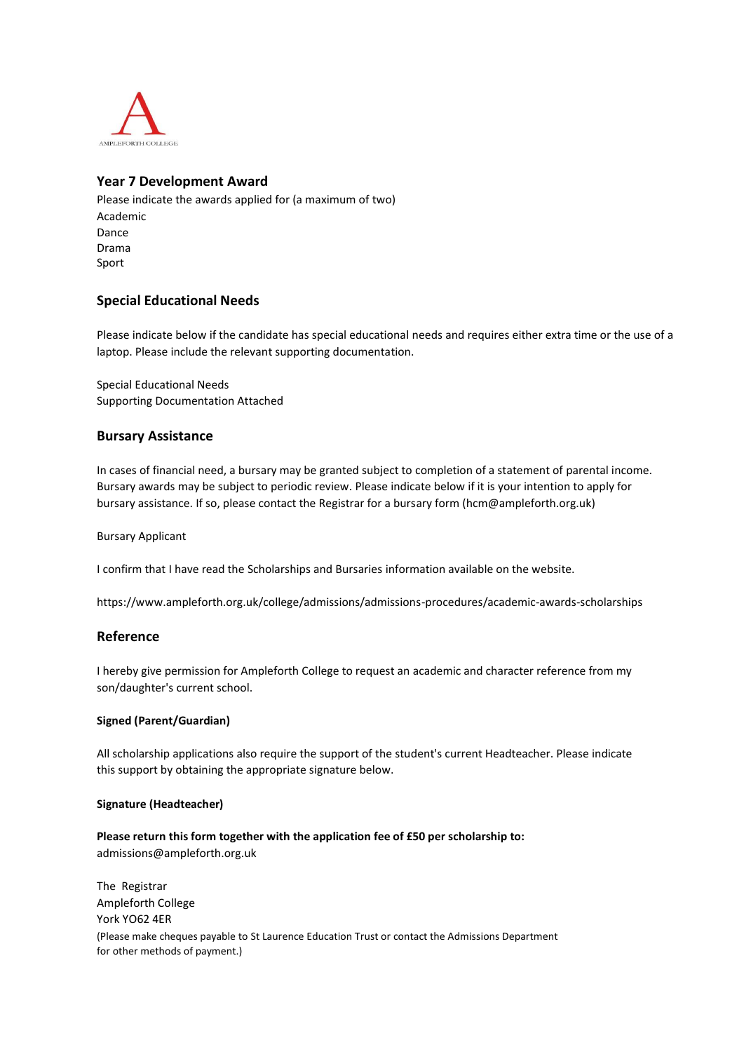AMPLEFORTH COLLEGE

## Year 7 Development Award

Please indicate the awards applied for (a maximum of two)

Academic
Dance
Drama
Sport

## Special Educational Needs

Please indicate below if the candidate has special educational needs and requires either extra time or the use of a laptop. Please include the relevant supporting documentation.

Special Educational Needs
Supporting Documentation Attached

## Bursary Assistance

In cases of financial need, a bursary may be granted subject to completion of a statement of parental income. Bursary awards may be subject to periodic review. Please indicate below if it is your intention to apply for bursary assistance. If so, please contact the Registrar for a bursary form (hcm@ampleforth.org.uk)

Bursary Applicant

I confirm that I have read the Scholarships and Bursaries information available on the website.

https://www.ampleforth.org.uk/college/admissions/admissions-procedures/academic-awards-scholarships

## Reference

I hereby give permission for Ampleforth College to request an academic and character reference from my son/daughter's current school.

**Signed (Parent/Guardian)**

All scholarship applications also require the support of the student's current Headteacher. Please indicate this support by obtaining the appropriate signature below.

**Signature (Headteacher)**

**Please return this form together with the application fee of £50 per scholarship to:**
admissions@ampleforth.org.uk

The Registrar
Ampleforth College
York YO62 4ER
(Please make cheques payable to St Laurence Education Trust or contact the Admissions Department for other methods of payment.)